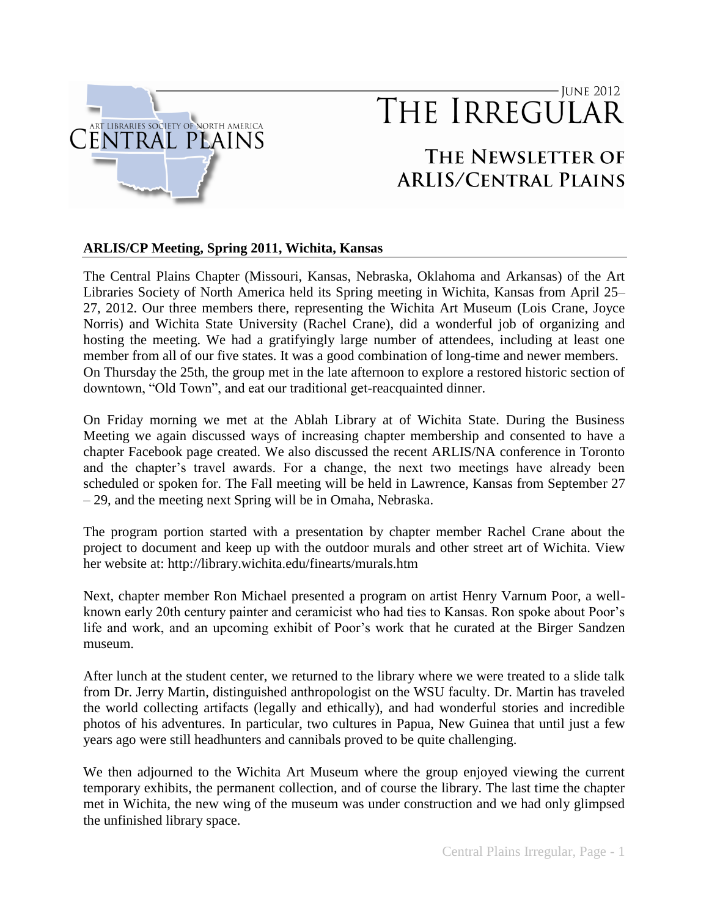# THE IRREGULAR

June 2012

ART LIBRARIES SOCIETY OF NORTH AMERICA CENTRAL PLAINS

## The Newsletter of ARLIS/Central Plains

**ARLIS/CP Meeting, Spring 2011, Wichita, Kansas**

The Central Plains Chapter (Missouri, Kansas, Nebraska, Oklahoma and Arkansas) of the Art Libraries Society of North America held its Spring meeting in Wichita, Kansas from April 25–27, 2012. Our three members there, representing the Wichita Art Museum (Lois Crane, Joyce Norris) and Wichita State University (Rachel Crane), did a wonderful job of organizing and hosting the meeting. We had a gratifyingly large number of attendees, including at least one member from all of our five states. It was a good combination of long-time and newer members. On Thursday the 25th, the group met in the late afternoon to explore a restored historic section of downtown, "Old Town", and eat our traditional get-reacquainted dinner.

On Friday morning we met at the Ablah Library at of Wichita State. During the Business Meeting we again discussed ways of increasing chapter membership and consented to have a chapter Facebook page created. We also discussed the recent ARLIS/NA conference in Toronto and the chapter's travel awards. For a change, the next two meetings have already been scheduled or spoken for. The Fall meeting will be held in Lawrence, Kansas from September 27 – 29, and the meeting next Spring will be in Omaha, Nebraska.

The program portion started with a presentation by chapter member Rachel Crane about the project to document and keep up with the outdoor murals and other street art of Wichita. View her website at: http://library.wichita.edu/finearts/murals.htm

Next, chapter member Ron Michael presented a program on artist Henry Varnum Poor, a well-known early 20th century painter and ceramicist who had ties to Kansas. Ron spoke about Poor's life and work, and an upcoming exhibit of Poor's work that he curated at the Birger Sandzen museum.

After lunch at the student center, we returned to the library where we were treated to a slide talk from Dr. Jerry Martin, distinguished anthropologist on the WSU faculty. Dr. Martin has traveled the world collecting artifacts (legally and ethically), and had wonderful stories and incredible photos of his adventures. In particular, two cultures in Papua, New Guinea that until just a few years ago were still headhunters and cannibals proved to be quite challenging.

We then adjourned to the Wichita Art Museum where the group enjoyed viewing the current temporary exhibits, the permanent collection, and of course the library. The last time the chapter met in Wichita, the new wing of the museum was under construction and we had only glimpsed the unfinished library space.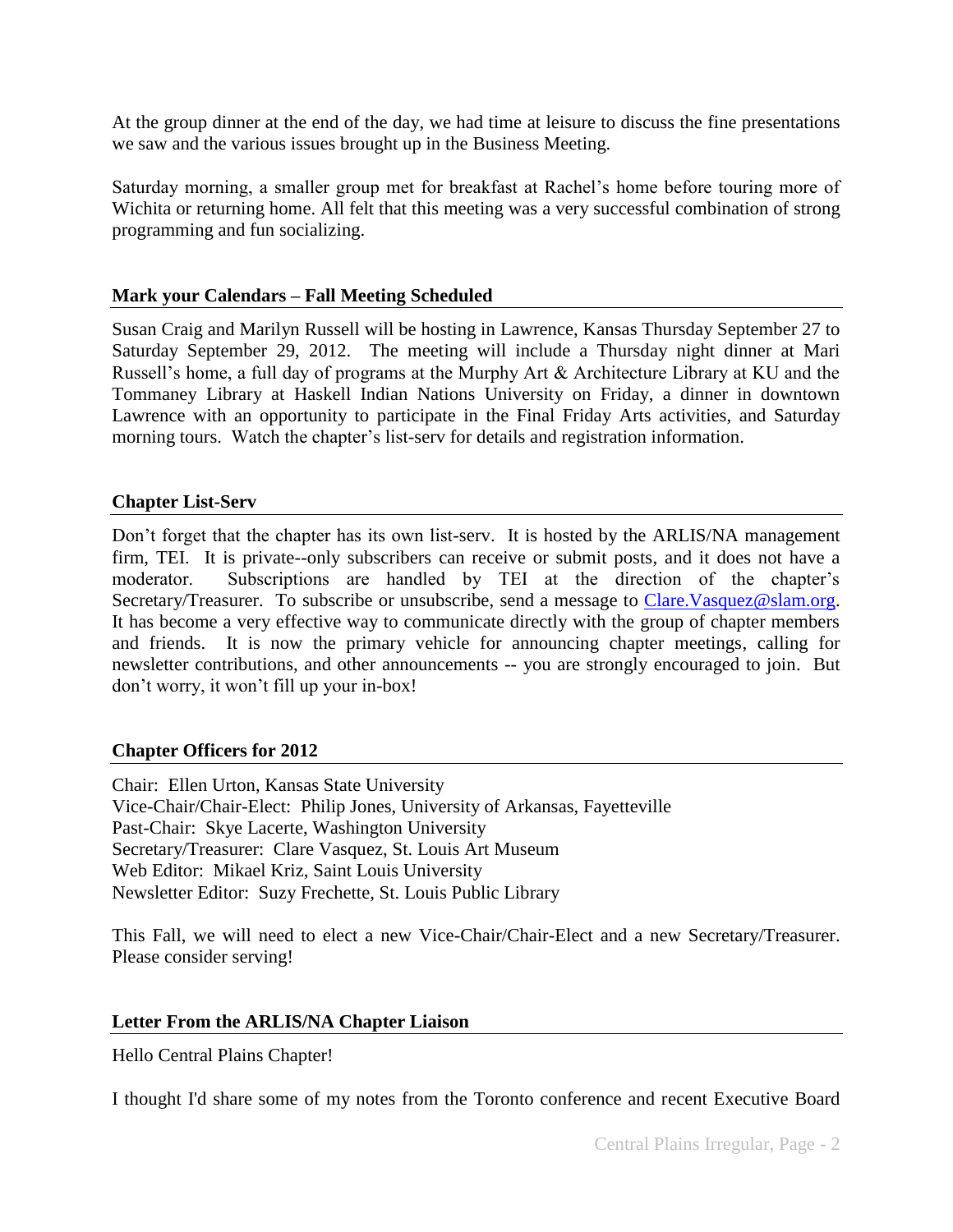At the group dinner at the end of the day, we had time at leisure to discuss the fine presentations we saw and the various issues brought up in the Business Meeting.

Saturday morning, a smaller group met for breakfast at Rachel's home before touring more of Wichita or returning home. All felt that this meeting was a very successful combination of strong programming and fun socializing.

### Mark your Calendars – Fall Meeting Scheduled

Susan Craig and Marilyn Russell will be hosting in Lawrence, Kansas Thursday September 27 to Saturday September 29, 2012. The meeting will include a Thursday night dinner at Mari Russell's home, a full day of programs at the Murphy Art & Architecture Library at KU and the Tommaney Library at Haskell Indian Nations University on Friday, a dinner in downtown Lawrence with an opportunity to participate in the Final Friday Arts activities, and Saturday morning tours. Watch the chapter's list-serv for details and registration information.

### Chapter List-Serv

Don't forget that the chapter has its own list-serv. It is hosted by the ARLIS/NA management firm, TEI. It is private--only subscribers can receive or submit posts, and it does not have a moderator. Subscriptions are handled by TEI at the direction of the chapter's Secretary/Treasurer. To subscribe or unsubscribe, send a message to Clare.Vasquez@slam.org. It has become a very effective way to communicate directly with the group of chapter members and friends. It is now the primary vehicle for announcing chapter meetings, calling for newsletter contributions, and other announcements -- you are strongly encouraged to join. But don't worry, it won't fill up your in-box!

### Chapter Officers for 2012

Chair: Ellen Urton, Kansas State University
Vice-Chair/Chair-Elect: Philip Jones, University of Arkansas, Fayetteville
Past-Chair: Skye Lacerte, Washington University
Secretary/Treasurer: Clare Vasquez, St. Louis Art Museum
Web Editor: Mikael Kriz, Saint Louis University
Newsletter Editor: Suzy Frechette, St. Louis Public Library

This Fall, we will need to elect a new Vice-Chair/Chair-Elect and a new Secretary/Treasurer. Please consider serving!

### Letter From the ARLIS/NA Chapter Liaison

Hello Central Plains Chapter!

I thought I'd share some of my notes from the Toronto conference and recent Executive Board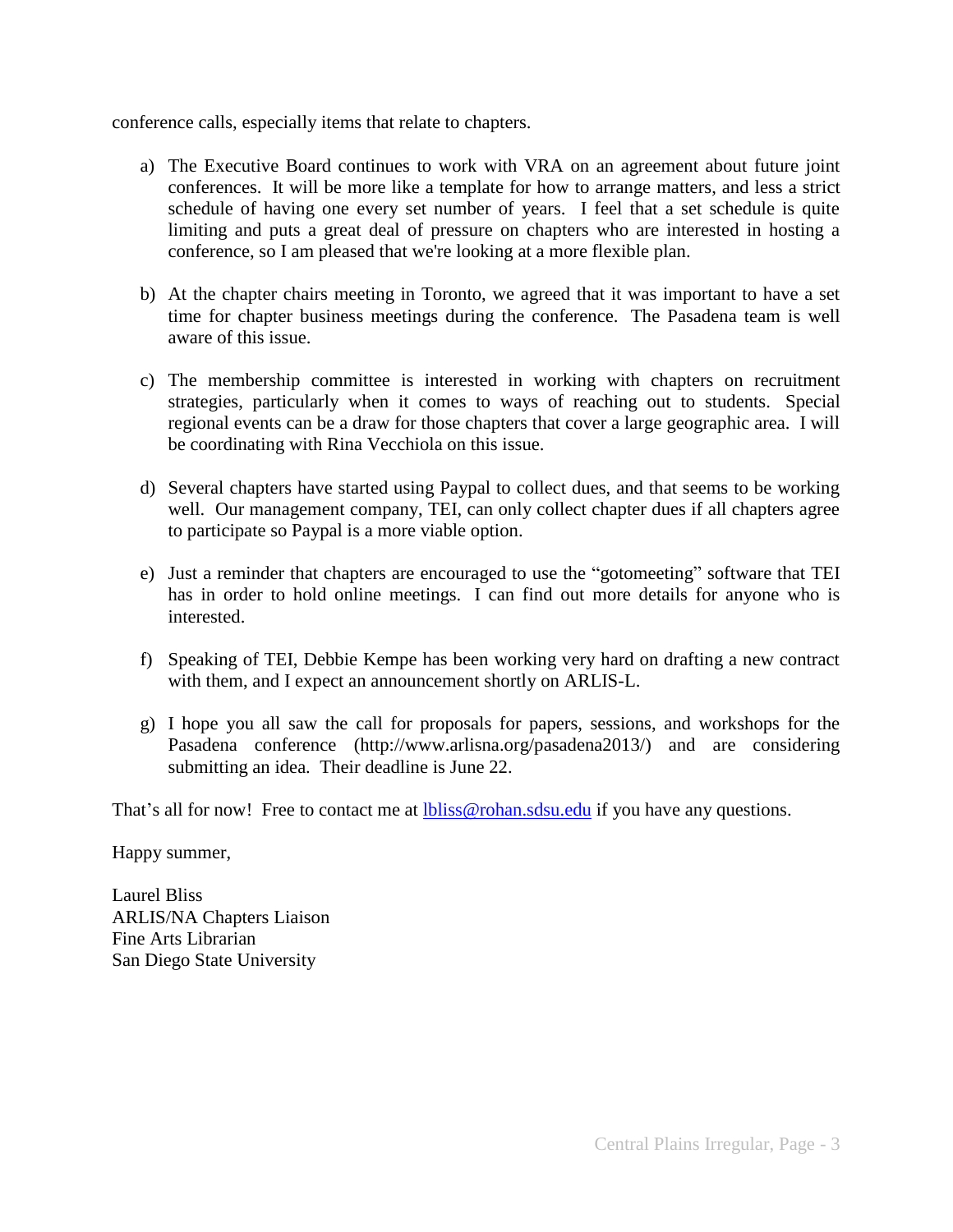conference calls, especially items that relate to chapters.

a) The Executive Board continues to work with VRA on an agreement about future joint conferences. It will be more like a template for how to arrange matters, and less a strict schedule of having one every set number of years. I feel that a set schedule is quite limiting and puts a great deal of pressure on chapters who are interested in hosting a conference, so I am pleased that we're looking at a more flexible plan.

b) At the chapter chairs meeting in Toronto, we agreed that it was important to have a set time for chapter business meetings during the conference. The Pasadena team is well aware of this issue.

c) The membership committee is interested in working with chapters on recruitment strategies, particularly when it comes to ways of reaching out to students. Special regional events can be a draw for those chapters that cover a large geographic area. I will be coordinating with Rina Vecchiola on this issue.

d) Several chapters have started using Paypal to collect dues, and that seems to be working well. Our management company, TEI, can only collect chapter dues if all chapters agree to participate so Paypal is a more viable option.

e) Just a reminder that chapters are encouraged to use the "gotomeeting" software that TEI has in order to hold online meetings. I can find out more details for anyone who is interested.

f) Speaking of TEI, Debbie Kempe has been working very hard on drafting a new contract with them, and I expect an announcement shortly on ARLIS-L.

g) I hope you all saw the call for proposals for papers, sessions, and workshops for the Pasadena conference (http://www.arlisna.org/pasadena2013/) and are considering submitting an idea. Their deadline is June 22.

That's all for now! Free to contact me at [lbliss@rohan.sdsu.edu](mailto:lbliss@rohan.sdsu.edu) if you have any questions.

Happy summer,

Laurel Bliss
ARLIS/NA Chapters Liaison
Fine Arts Librarian
San Diego State University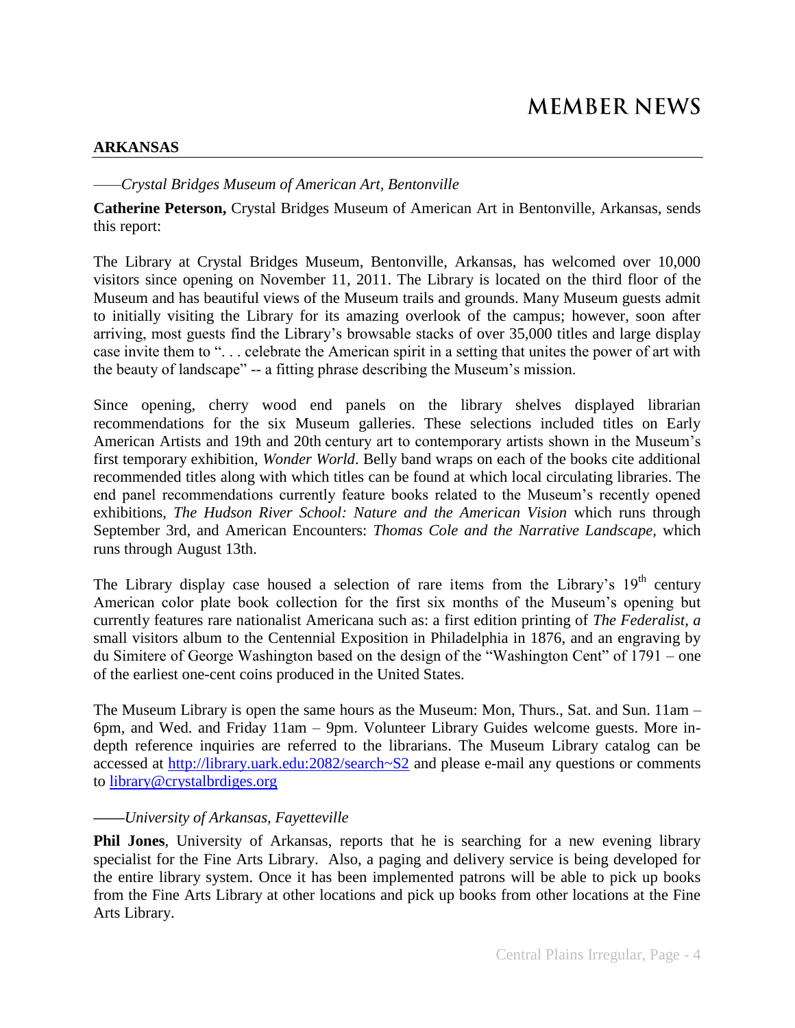# MEMBER NEWS

## ARKANSAS

——*Crystal Bridges Museum of American Art, Bentonville*

**Catherine Peterson,** Crystal Bridges Museum of American Art in Bentonville, Arkansas, sends this report:

The Library at Crystal Bridges Museum, Bentonville, Arkansas, has welcomed over 10,000 visitors since opening on November 11, 2011. The Library is located on the third floor of the Museum and has beautiful views of the Museum trails and grounds. Many Museum guests admit to initially visiting the Library for its amazing overlook of the campus; however, soon after arriving, most guests find the Library's browsable stacks of over 35,000 titles and large display case invite them to ". . . celebrate the American spirit in a setting that unites the power of art with the beauty of landscape" -- a fitting phrase describing the Museum's mission.

Since opening, cherry wood end panels on the library shelves displayed librarian recommendations for the six Museum galleries. These selections included titles on Early American Artists and 19th and 20th century art to contemporary artists shown in the Museum's first temporary exhibition, *Wonder World*. Belly band wraps on each of the books cite additional recommended titles along with which titles can be found at which local circulating libraries. The end panel recommendations currently feature books related to the Museum's recently opened exhibitions, *The Hudson River School: Nature and the American Vision* which runs through September 3rd, and American Encounters: *Thomas Cole and the Narrative Landscape*, which runs through August 13th.

The Library display case housed a selection of rare items from the Library's 19th century American color plate book collection for the first six months of the Museum's opening but currently features rare nationalist Americana such as: a first edition printing of *The Federalist, a* small visitors album to the Centennial Exposition in Philadelphia in 1876, and an engraving by du Simitere of George Washington based on the design of the "Washington Cent" of 1791 – one of the earliest one-cent coins produced in the United States.

The Museum Library is open the same hours as the Museum: Mon, Thurs., Sat. and Sun. 11am – 6pm, and Wed. and Friday 11am – 9pm. Volunteer Library Guides welcome guests. More in-depth reference inquiries are referred to the librarians. The Museum Library catalog can be accessed at http://library.uark.edu:2082/search~S2 and please e-mail any questions or comments to library@crystalbrdiges.org

——*University of Arkansas, Fayetteville*

**Phil Jones**, University of Arkansas, reports that he is searching for a new evening library specialist for the Fine Arts Library. Also, a paging and delivery service is being developed for the entire library system. Once it has been implemented patrons will be able to pick up books from the Fine Arts Library at other locations and pick up books from other locations at the Fine Arts Library.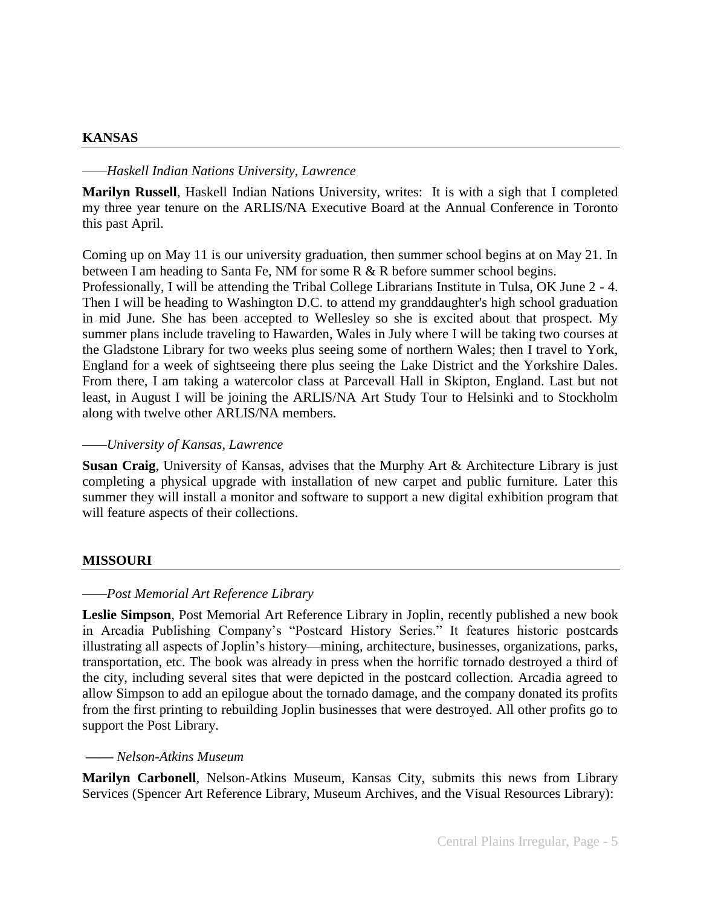## KANSAS

——*Haskell Indian Nations University, Lawrence*

**Marilyn Russell**, Haskell Indian Nations University, writes: It is with a sigh that I completed my three year tenure on the ARLIS/NA Executive Board at the Annual Conference in Toronto this past April.

Coming up on May 11 is our university graduation, then summer school begins at on May 21. In between I am heading to Santa Fe, NM for some R & R before summer school begins.
Professionally, I will be attending the Tribal College Librarians Institute in Tulsa, OK June 2 - 4. Then I will be heading to Washington D.C. to attend my granddaughter's high school graduation in mid June. She has been accepted to Wellesley so she is excited about that prospect. My summer plans include traveling to Hawarden, Wales in July where I will be taking two courses at the Gladstone Library for two weeks plus seeing some of northern Wales; then I travel to York, England for a week of sightseeing there plus seeing the Lake District and the Yorkshire Dales. From there, I am taking a watercolor class at Parcevall Hall in Skipton, England. Last but not least, in August I will be joining the ARLIS/NA Art Study Tour to Helsinki and to Stockholm along with twelve other ARLIS/NA members.

——*University of Kansas, Lawrence*

**Susan Craig**, University of Kansas, advises that the Murphy Art & Architecture Library is just completing a physical upgrade with installation of new carpet and public furniture. Later this summer they will install a monitor and software to support a new digital exhibition program that will feature aspects of their collections.

## MISSOURI

——*Post Memorial Art Reference Library*

**Leslie Simpson**, Post Memorial Art Reference Library in Joplin, recently published a new book in Arcadia Publishing Company's "Postcard History Series." It features historic postcards illustrating all aspects of Joplin's history—mining, architecture, businesses, organizations, parks, transportation, etc. The book was already in press when the horrific tornado destroyed a third of the city, including several sites that were depicted in the postcard collection. Arcadia agreed to allow Simpson to add an epilogue about the tornado damage, and the company donated its profits from the first printing to rebuilding Joplin businesses that were destroyed. All other profits go to support the Post Library.

—— *Nelson-Atkins Museum*

**Marilyn Carbonell**, Nelson-Atkins Museum, Kansas City, submits this news from Library Services (Spencer Art Reference Library, Museum Archives, and the Visual Resources Library):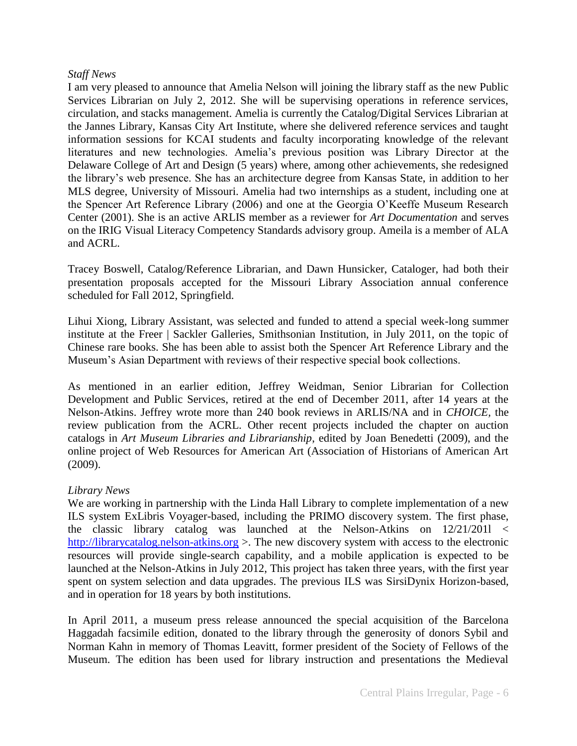*Staff News*

I am very pleased to announce that Amelia Nelson will joining the library staff as the new Public Services Librarian on July 2, 2012. She will be supervising operations in reference services, circulation, and stacks management. Amelia is currently the Catalog/Digital Services Librarian at the Jannes Library, Kansas City Art Institute, where she delivered reference services and taught information sessions for KCAI students and faculty incorporating knowledge of the relevant literatures and new technologies. Amelia's previous position was Library Director at the Delaware College of Art and Design (5 years) where, among other achievements, she redesigned the library's web presence. She has an architecture degree from Kansas State, in addition to her MLS degree, University of Missouri. Amelia had two internships as a student, including one at the Spencer Art Reference Library (2006) and one at the Georgia O'Keeffe Museum Research Center (2001). She is an active ARLIS member as a reviewer for *Art Documentation* and serves on the IRIG Visual Literacy Competency Standards advisory group. Ameila is a member of ALA and ACRL.

Tracey Boswell, Catalog/Reference Librarian, and Dawn Hunsicker, Cataloger, had both their presentation proposals accepted for the Missouri Library Association annual conference scheduled for Fall 2012, Springfield.

Lihui Xiong, Library Assistant, was selected and funded to attend a special week-long summer institute at the Freer | Sackler Galleries, Smithsonian Institution, in July 2011, on the topic of Chinese rare books. She has been able to assist both the Spencer Art Reference Library and the Museum's Asian Department with reviews of their respective special book collections.

As mentioned in an earlier edition, Jeffrey Weidman, Senior Librarian for Collection Development and Public Services, retired at the end of December 2011, after 14 years at the Nelson-Atkins. Jeffrey wrote more than 240 book reviews in ARLIS/NA and in *CHOICE*, the review publication from the ACRL. Other recent projects included the chapter on auction catalogs in *Art Museum Libraries and Librarianship*, edited by Joan Benedetti (2009), and the online project of Web Resources for American Art (Association of Historians of American Art (2009).

*Library News*

We are working in partnership with the Linda Hall Library to complete implementation of a new ILS system ExLibris Voyager-based, including the PRIMO discovery system. The first phase, the classic library catalog was launched at the Nelson-Atkins on 12/21/201l < http://librarycatalog.nelson-atkins.org >. The new discovery system with access to the electronic resources will provide single-search capability, and a mobile application is expected to be launched at the Nelson-Atkins in July 2012, This project has taken three years, with the first year spent on system selection and data upgrades. The previous ILS was SirsiDynix Horizon-based, and in operation for 18 years by both institutions.

In April 2011, a museum press release announced the special acquisition of the Barcelona Haggadah facsimile edition, donated to the library through the generosity of donors Sybil and Norman Kahn in memory of Thomas Leavitt, former president of the Society of Fellows of the Museum. The edition has been used for library instruction and presentations the Medieval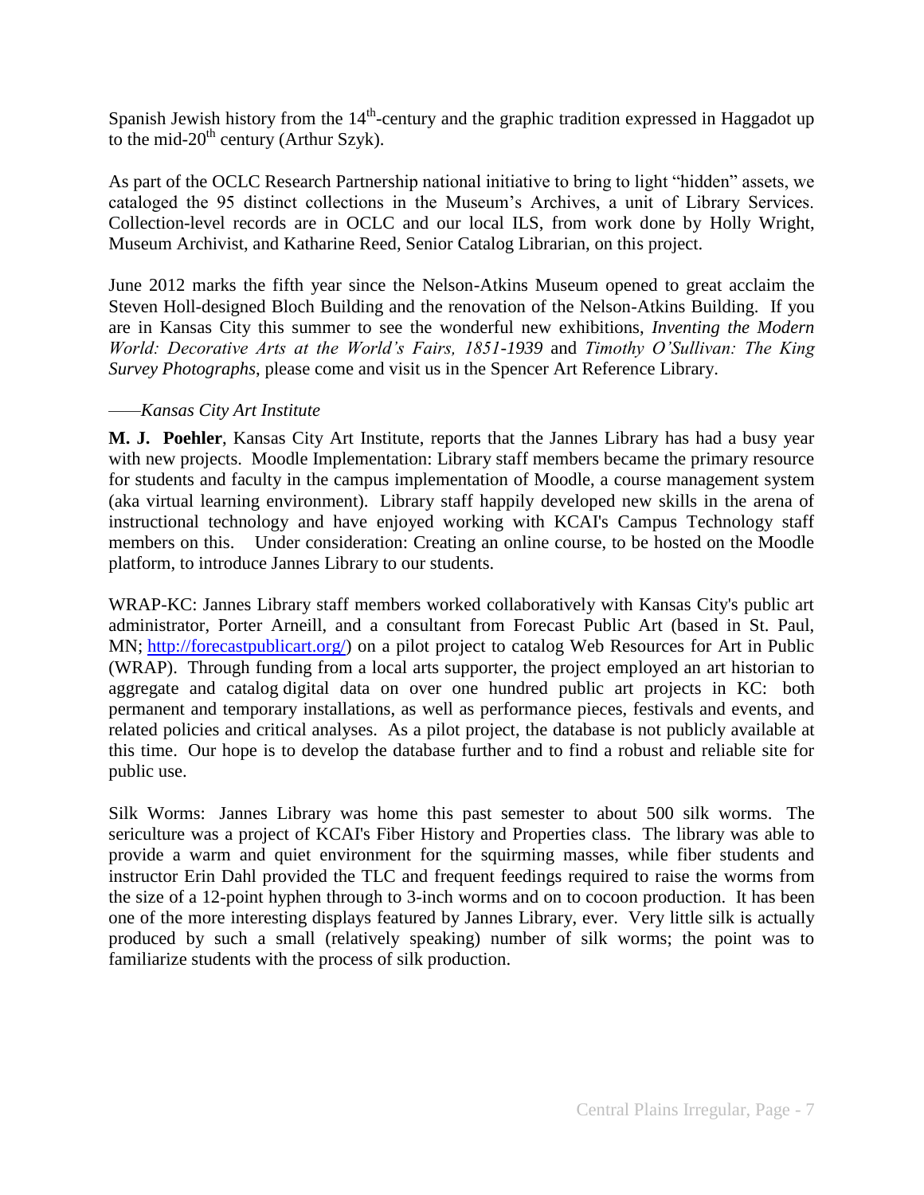Spanish Jewish history from the 14th-century and the graphic tradition expressed in Haggadot up to the mid-20th century (Arthur Szyk).

As part of the OCLC Research Partnership national initiative to bring to light "hidden" assets, we cataloged the 95 distinct collections in the Museum's Archives, a unit of Library Services. Collection-level records are in OCLC and our local ILS, from work done by Holly Wright, Museum Archivist, and Katharine Reed, Senior Catalog Librarian, on this project.

June 2012 marks the fifth year since the Nelson-Atkins Museum opened to great acclaim the Steven Holl-designed Bloch Building and the renovation of the Nelson-Atkins Building. If you are in Kansas City this summer to see the wonderful new exhibitions, *Inventing the Modern World: Decorative Arts at the World's Fairs, 1851-1939* and *Timothy O'Sullivan: The King Survey Photographs*, please come and visit us in the Spencer Art Reference Library.

——*Kansas City Art Institute*

**M. J. Poehler**, Kansas City Art Institute, reports that the Jannes Library has had a busy year with new projects. Moodle Implementation: Library staff members became the primary resource for students and faculty in the campus implementation of Moodle, a course management system (aka virtual learning environment). Library staff happily developed new skills in the arena of instructional technology and have enjoyed working with KCAI's Campus Technology staff members on this. Under consideration: Creating an online course, to be hosted on the Moodle platform, to introduce Jannes Library to our students.

WRAP-KC: Jannes Library staff members worked collaboratively with Kansas City's public art administrator, Porter Arneill, and a consultant from Forecast Public Art (based in St. Paul, MN; http://forecastpublicart.org/) on a pilot project to catalog Web Resources for Art in Public (WRAP). Through funding from a local arts supporter, the project employed an art historian to aggregate and catalog digital data on over one hundred public art projects in KC: both permanent and temporary installations, as well as performance pieces, festivals and events, and related policies and critical analyses. As a pilot project, the database is not publicly available at this time. Our hope is to develop the database further and to find a robust and reliable site for public use.

Silk Worms: Jannes Library was home this past semester to about 500 silk worms. The sericulture was a project of KCAI's Fiber History and Properties class. The library was able to provide a warm and quiet environment for the squirming masses, while fiber students and instructor Erin Dahl provided the TLC and frequent feedings required to raise the worms from the size of a 12-point hyphen through to 3-inch worms and on to cocoon production. It has been one of the more interesting displays featured by Jannes Library, ever. Very little silk is actually produced by such a small (relatively speaking) number of silk worms; the point was to familiarize students with the process of silk production.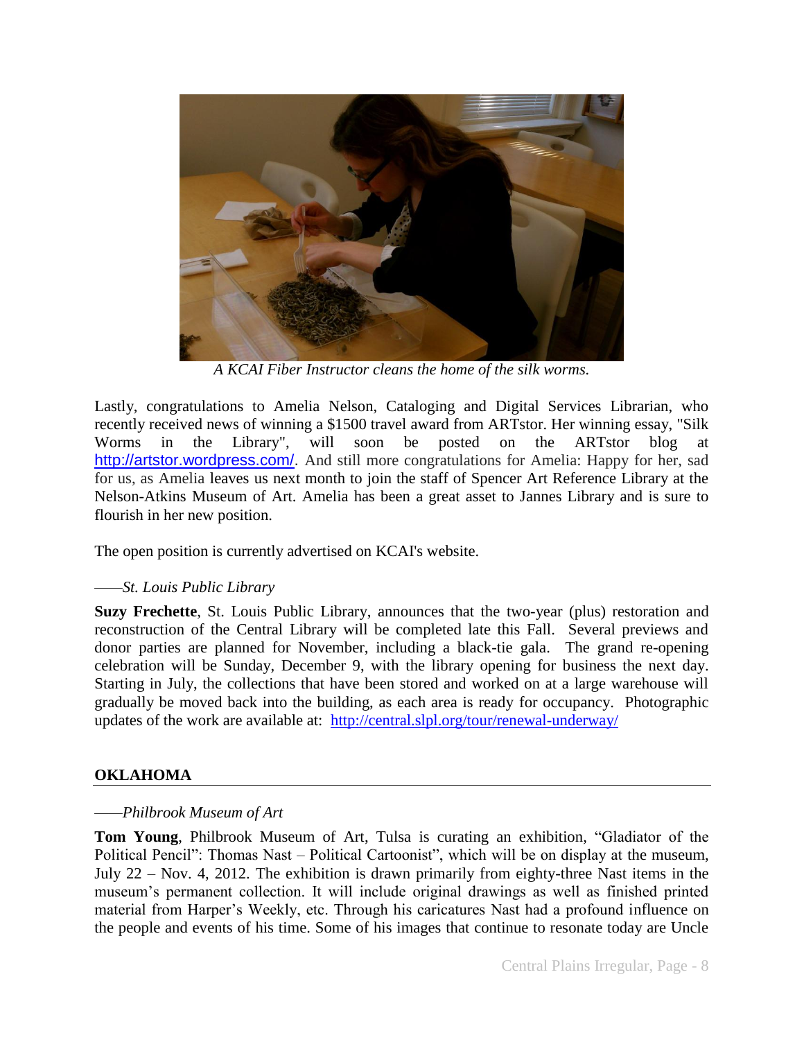*A KCAI Fiber Instructor cleans the home of the silk worms.*

Lastly, congratulations to Amelia Nelson, Cataloging and Digital Services Librarian, who recently received news of winning a $1500 travel award from ARTstor. Her winning essay, "Silk Worms in the Library", will soon be posted on the ARTstor blog at http://artstor.wordpress.com/. And still more congratulations for Amelia: Happy for her, sad for us, as Amelia leaves us next month to join the staff of Spencer Art Reference Library at the Nelson-Atkins Museum of Art. Amelia has been a great asset to Jannes Library and is sure to flourish in her new position.

The open position is currently advertised on KCAI's website.

——*St. Louis Public Library*

**Suzy Frechette**, St. Louis Public Library, announces that the two-year (plus) restoration and reconstruction of the Central Library will be completed late this Fall. Several previews and donor parties are planned for November, including a black-tie gala. The grand re-opening celebration will be Sunday, December 9, with the library opening for business the next day. Starting in July, the collections that have been stored and worked on at a large warehouse will gradually be moved back into the building, as each area is ready for occupancy. Photographic updates of the work are available at: http://central.slpl.org/tour/renewal-underway/

## OKLAHOMA

——*Philbrook Museum of Art*

**Tom Young**, Philbrook Museum of Art, Tulsa is curating an exhibition, "Gladiator of the Political Pencil": Thomas Nast – Political Cartoonist", which will be on display at the museum, July 22 – Nov. 4, 2012. The exhibition is drawn primarily from eighty-three Nast items in the museum's permanent collection. It will include original drawings as well as finished printed material from Harper's Weekly, etc. Through his caricatures Nast had a profound influence on the people and events of his time. Some of his images that continue to resonate today are Uncle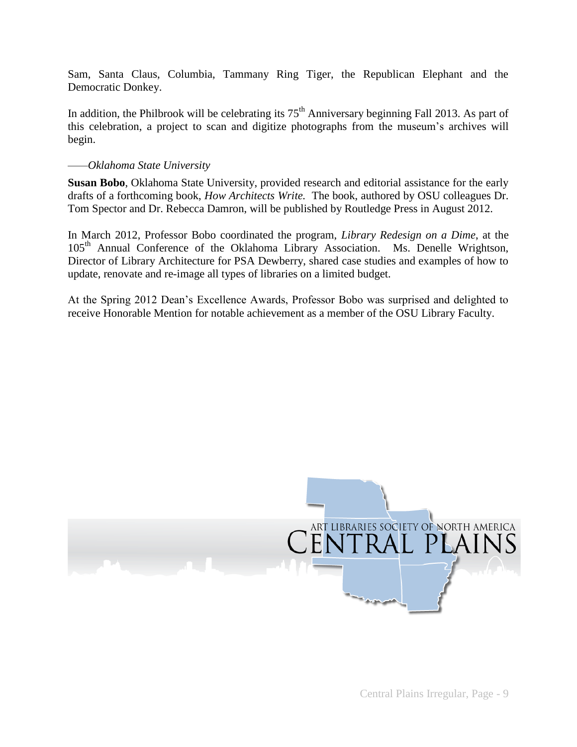Sam, Santa Claus, Columbia, Tammany Ring Tiger, the Republican Elephant and the Democratic Donkey.

In addition, the Philbrook will be celebrating its 75th Anniversary beginning Fall 2013. As part of this celebration, a project to scan and digitize photographs from the museum's archives will begin.

——*Oklahoma State University*

**Susan Bobo**, Oklahoma State University, provided research and editorial assistance for the early drafts of a forthcoming book, *How Architects Write.* The book, authored by OSU colleagues Dr. Tom Spector and Dr. Rebecca Damron, will be published by Routledge Press in August 2012.

In March 2012, Professor Bobo coordinated the program, *Library Redesign on a Dime*, at the 105th Annual Conference of the Oklahoma Library Association. Ms. Denelle Wrightson, Director of Library Architecture for PSA Dewberry, shared case studies and examples of how to update, renovate and re-image all types of libraries on a limited budget.

At the Spring 2012 Dean's Excellence Awards, Professor Bobo was surprised and delighted to receive Honorable Mention for notable achievement as a member of the OSU Library Faculty.

ART LIBRARIES SOCIETY OF NORTH AMERICA
CENTRAL PLAINS